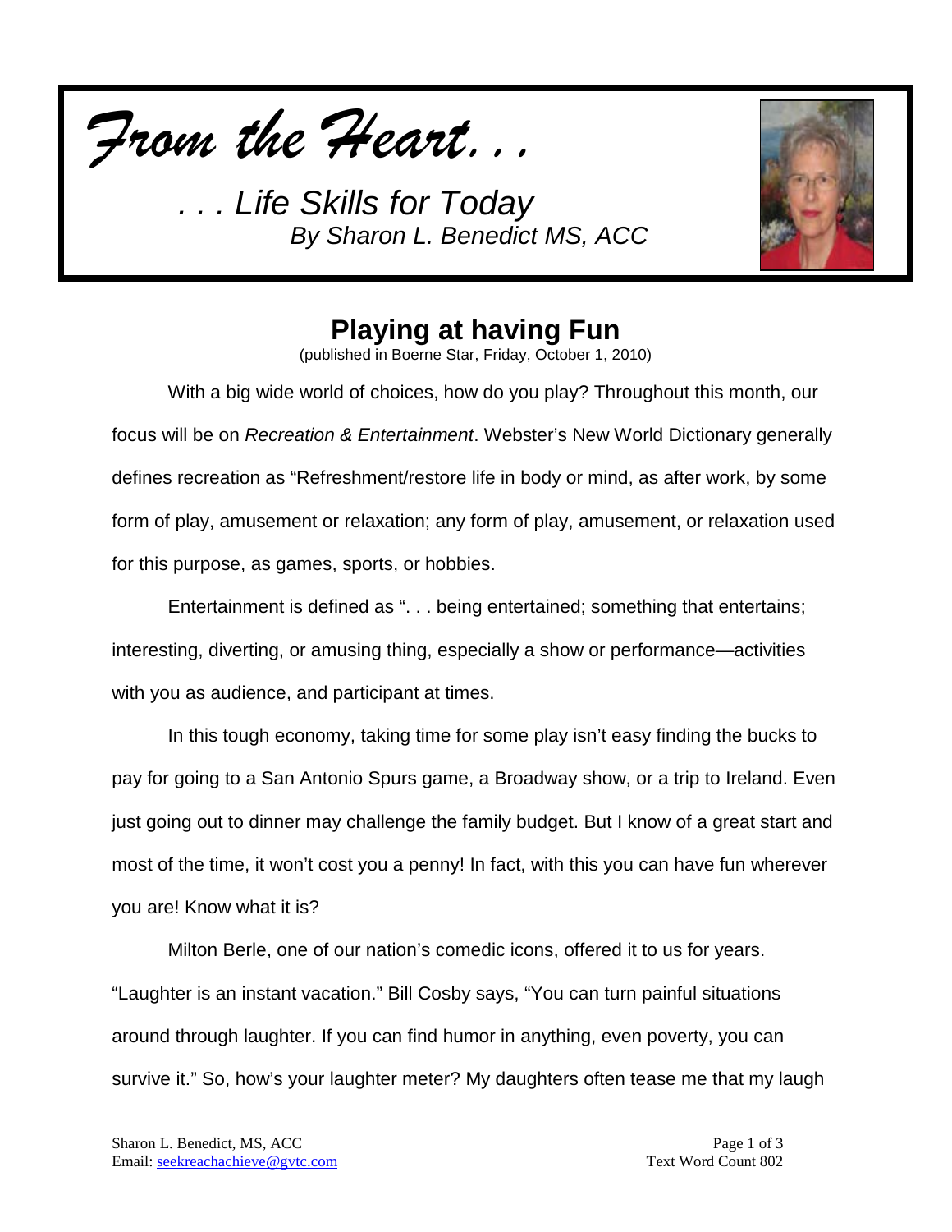*From the Heart. . .*

*. . . Life Skills for Today*
*By Sharon L. Benedict MS, ACC*

## Playing at having Fun

(published in Boerne Star, Friday, October 1, 2010)

With a big wide world of choices, how do you play? Throughout this month, our focus will be on *Recreation & Entertainment*. Webster's New World Dictionary generally defines recreation as "Refreshment/restore life in body or mind, as after work, by some form of play, amusement or relaxation; any form of play, amusement, or relaxation used for this purpose, as games, sports, or hobbies.

Entertainment is defined as ". . . being entertained; something that entertains; interesting, diverting, or amusing thing, especially a show or performance—activities with you as audience, and participant at times.

In this tough economy, taking time for some play isn't easy finding the bucks to pay for going to a San Antonio Spurs game, a Broadway show, or a trip to Ireland. Even just going out to dinner may challenge the family budget. But I know of a great start and most of the time, it won't cost you a penny! In fact, with this you can have fun wherever you are! Know what it is?

Milton Berle, one of our nation's comedic icons, offered it to us for years. "Laughter is an instant vacation." Bill Cosby says, "You can turn painful situations around through laughter. If you can find humor in anything, even poverty, you can survive it." So, how's your laughter meter? My daughters often tease me that my laugh

Sharon L. Benedict, MS, ACC
Email: seekreachachieve@gvtc.com

Text Word Count 802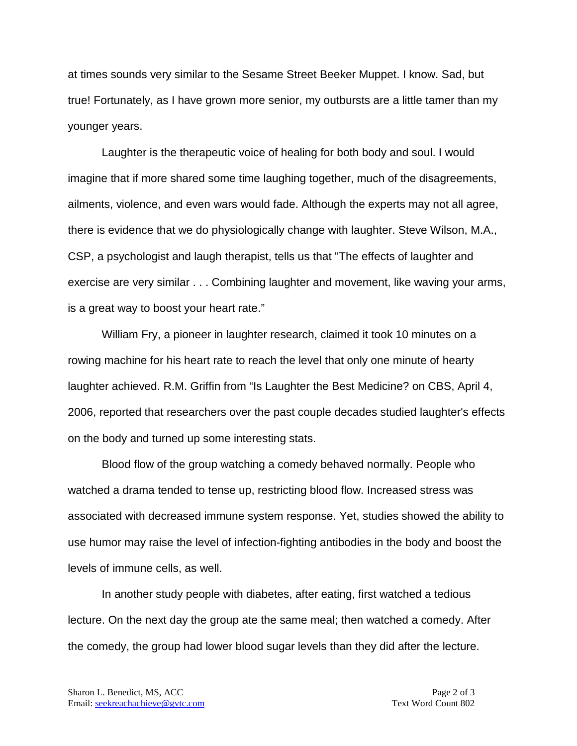at times sounds very similar to the Sesame Street Beeker Muppet. I know. Sad, but true! Fortunately, as I have grown more senior, my outbursts are a little tamer than my younger years.

Laughter is the therapeutic voice of healing for both body and soul. I would imagine that if more shared some time laughing together, much of the disagreements, ailments, violence, and even wars would fade. Although the experts may not all agree, there is evidence that we do physiologically change with laughter. Steve Wilson, M.A., CSP, a psychologist and laugh therapist, tells us that "The effects of laughter and exercise are very similar . . . Combining laughter and movement, like waving your arms, is a great way to boost your heart rate."

William Fry, a pioneer in laughter research, claimed it took 10 minutes on a rowing machine for his heart rate to reach the level that only one minute of hearty laughter achieved. R.M. Griffin from "Is Laughter the Best Medicine? on CBS, April 4, 2006, reported that researchers over the past couple decades studied laughter's effects on the body and turned up some interesting stats.

Blood flow of the group watching a comedy behaved normally. People who watched a drama tended to tense up, restricting blood flow. Increased stress was associated with decreased immune system response. Yet, studies showed the ability to use humor may raise the level of infection-fighting antibodies in the body and boost the levels of immune cells, as well.

In another study people with diabetes, after eating, first watched a tedious lecture. On the next day the group ate the same meal; then watched a comedy. After the comedy, the group had lower blood sugar levels than they did after the lecture.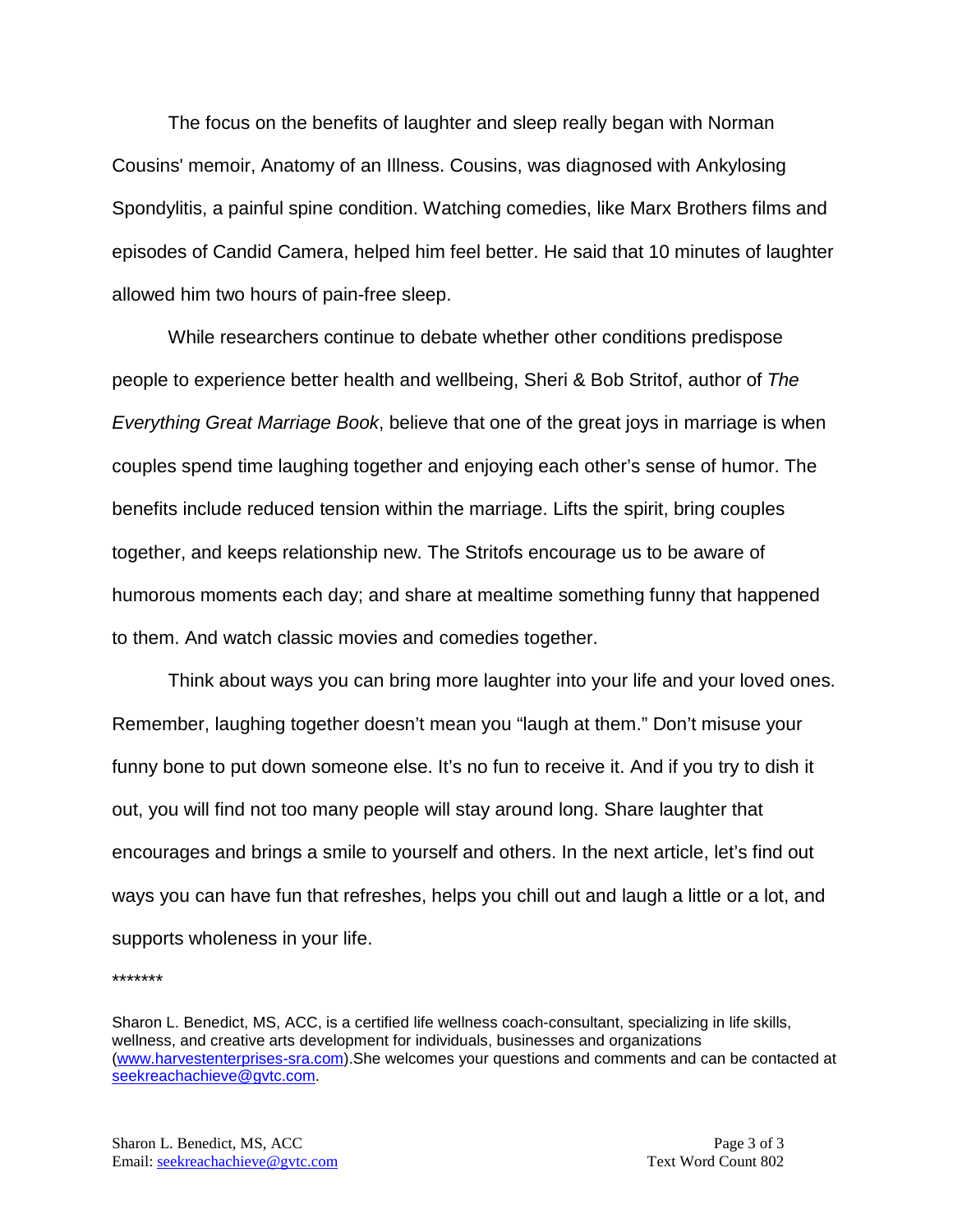The focus on the benefits of laughter and sleep really began with Norman Cousins' memoir, Anatomy of an Illness. Cousins, was diagnosed with Ankylosing Spondylitis, a painful spine condition. Watching comedies, like Marx Brothers films and episodes of Candid Camera, helped him feel better. He said that 10 minutes of laughter allowed him two hours of pain-free sleep.

While researchers continue to debate whether other conditions predispose people to experience better health and wellbeing, Sheri & Bob Stritof, author of *The Everything Great Marriage Book*, believe that one of the great joys in marriage is when couples spend time laughing together and enjoying each other's sense of humor. The benefits include reduced tension within the marriage. Lifts the spirit, bring couples together, and keeps relationship new. The Stritofs encourage us to be aware of humorous moments each day; and share at mealtime something funny that happened to them. And watch classic movies and comedies together.

Think about ways you can bring more laughter into your life and your loved ones. Remember, laughing together doesn't mean you "laugh at them." Don't misuse your funny bone to put down someone else. It's no fun to receive it. And if you try to dish it out, you will find not too many people will stay around long. Share laughter that encourages and brings a smile to yourself and others. In the next article, let's find out ways you can have fun that refreshes, helps you chill out and laugh a little or a lot, and supports wholeness in your life.

*******

Sharon L. Benedict, MS, ACC, is a certified life wellness coach-consultant, specializing in life skills, wellness, and creative arts development for individuals, businesses and organizations ([www.harvestenterprises-sra.com](http://www.harvestenterprises-sra.com)).She welcomes your questions and comments and can be contacted at [seekreachachieve@gvtc.com](mailto:seekreachachieve@gvtc.com).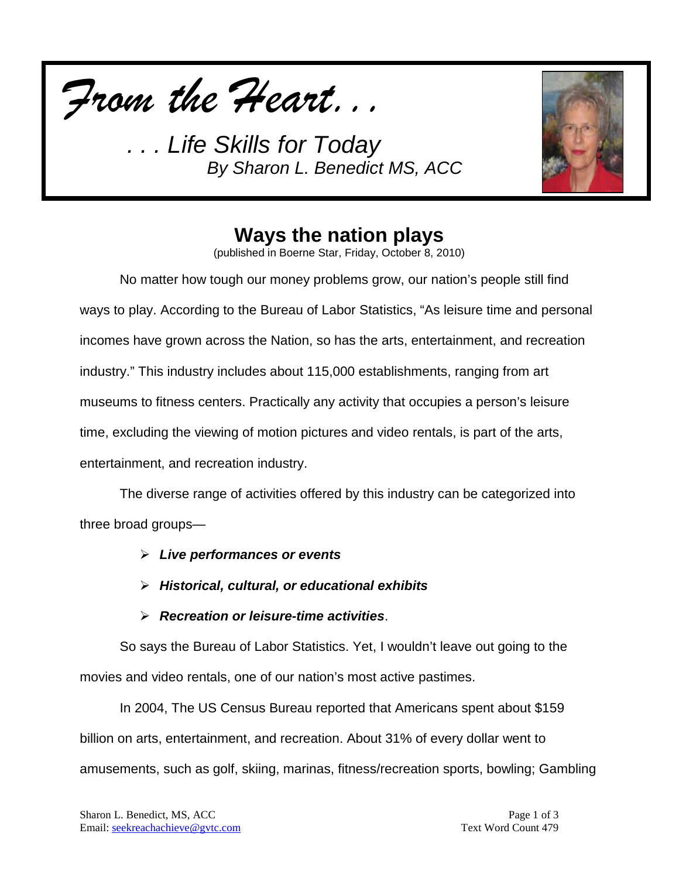# *From the Heart...*

*. . . Life Skills for Today*
*By Sharon L. Benedict MS, ACC*

## Ways the nation plays

(published in Boerne Star, Friday, October 8, 2010)

No matter how tough our money problems grow, our nation's people still find ways to play. According to the Bureau of Labor Statistics, "As leisure time and personal incomes have grown across the Nation, so has the arts, entertainment, and recreation industry." This industry includes about 115,000 establishments, ranging from art museums to fitness centers. Practically any activity that occupies a person's leisure time, excluding the viewing of motion pictures and video rentals, is part of the arts, entertainment, and recreation industry.

The diverse range of activities offered by this industry can be categorized into three broad groups—

- ***Live performances or events***
- ***Historical, cultural, or educational exhibits***
- ***Recreation or leisure-time activities***.

So says the Bureau of Labor Statistics. Yet, I wouldn't leave out going to the movies and video rentals, one of our nation's most active pastimes.

In 2004, The US Census Bureau reported that Americans spent about $159 billion on arts, entertainment, and recreation. About 31% of every dollar went to amusements, such as golf, skiing, marinas, fitness/recreation sports, bowling; Gambling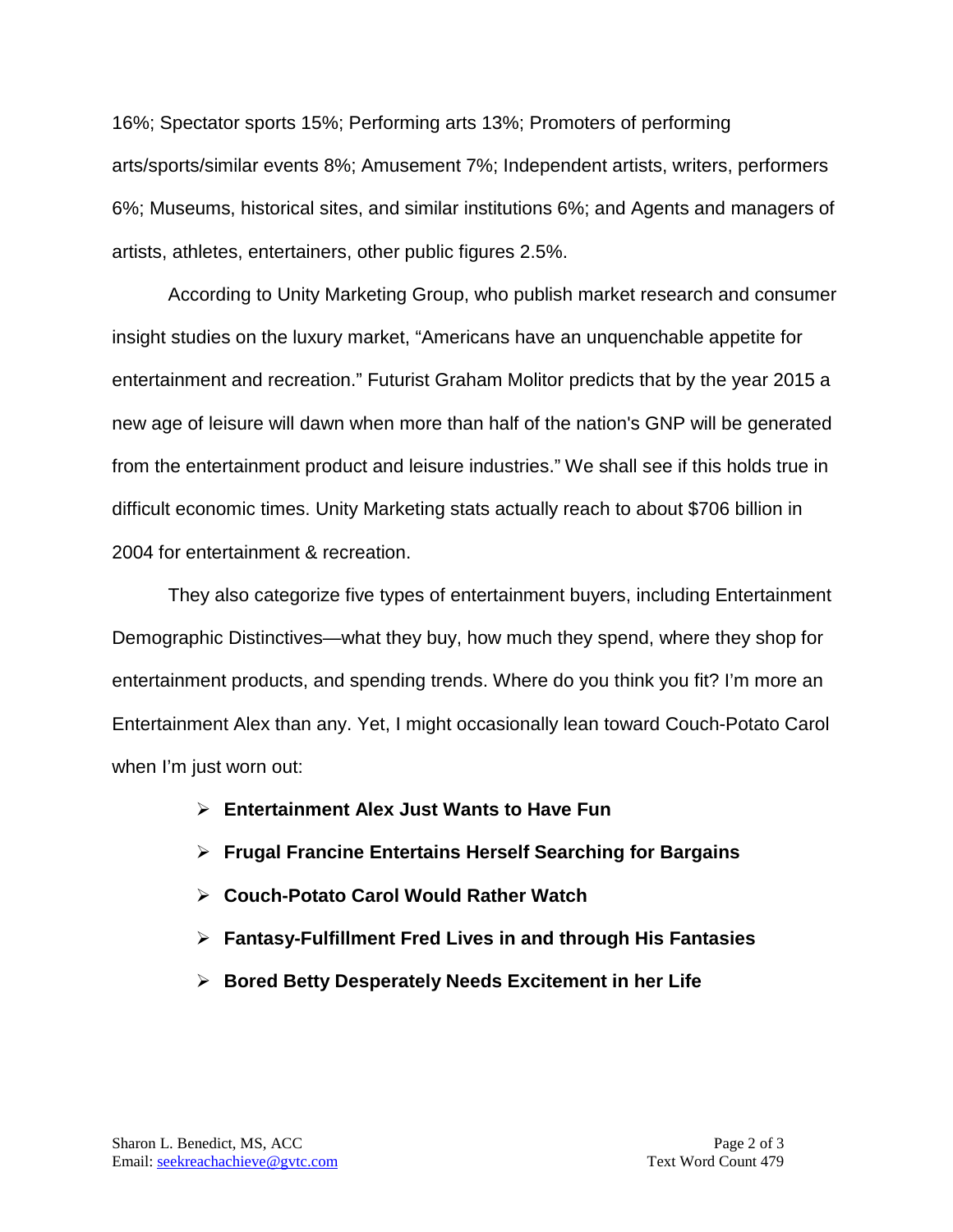16%; Spectator sports 15%; Performing arts 13%; Promoters of performing arts/sports/similar events 8%; Amusement 7%; Independent artists, writers, performers 6%; Museums, historical sites, and similar institutions 6%; and Agents and managers of artists, athletes, entertainers, other public figures 2.5%.

According to Unity Marketing Group, who publish market research and consumer insight studies on the luxury market, "Americans have an unquenchable appetite for entertainment and recreation." Futurist Graham Molitor predicts that by the year 2015 a new age of leisure will dawn when more than half of the nation's GNP will be generated from the entertainment product and leisure industries." We shall see if this holds true in difficult economic times. Unity Marketing stats actually reach to about $706 billion in 2004 for entertainment & recreation.

They also categorize five types of entertainment buyers, including Entertainment Demographic Distinctives—what they buy, how much they spend, where they shop for entertainment products, and spending trends. Where do you think you fit? I'm more an Entertainment Alex than any. Yet, I might occasionally lean toward Couch-Potato Carol when I'm just worn out:

- **Entertainment Alex Just Wants to Have Fun**
- **Frugal Francine Entertains Herself Searching for Bargains**
- **Couch-Potato Carol Would Rather Watch**
- **Fantasy-Fulfillment Fred Lives in and through His Fantasies**
- **Bored Betty Desperately Needs Excitement in her Life**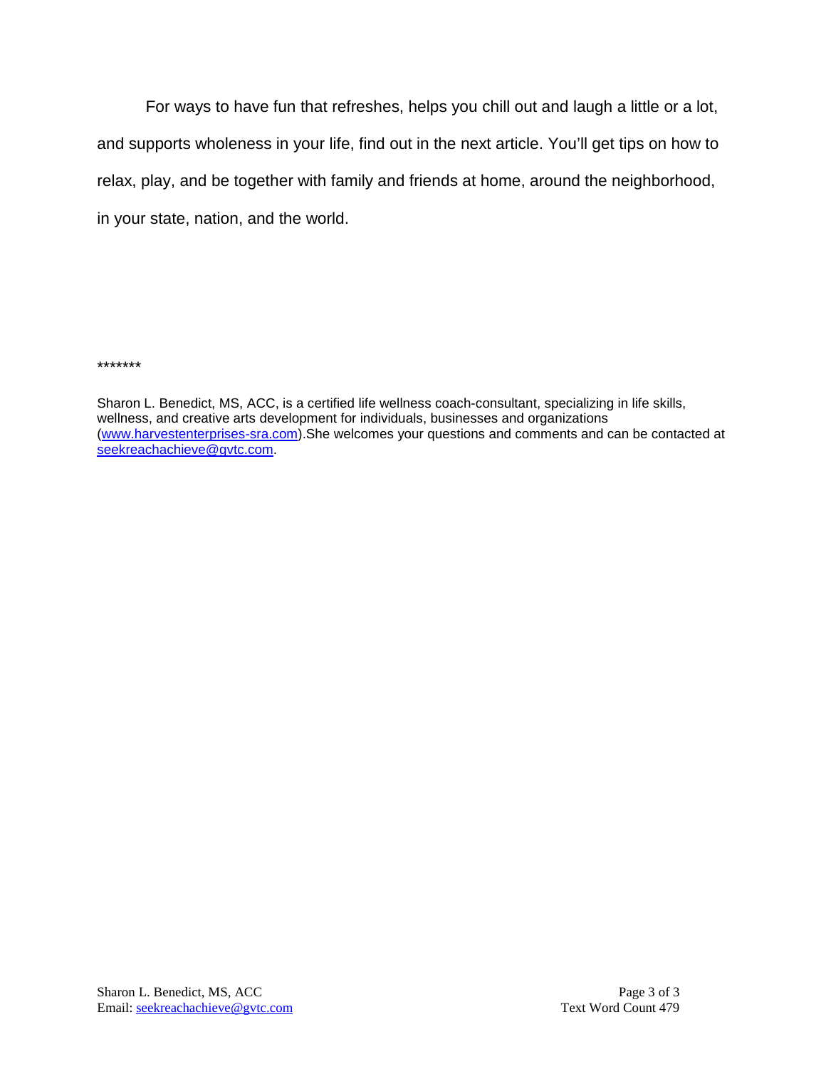For ways to have fun that refreshes, helps you chill out and laugh a little or a lot, and supports wholeness in your life, find out in the next article. You'll get tips on how to relax, play, and be together with family and friends at home, around the neighborhood, in your state, nation, and the world.

*******

Sharon L. Benedict, MS, ACC, is a certified life wellness coach-consultant, specializing in life skills, wellness, and creative arts development for individuals, businesses and organizations (www.harvestenterprises-sra.com).She welcomes your questions and comments and can be contacted at seekreachachieve@gvtc.com.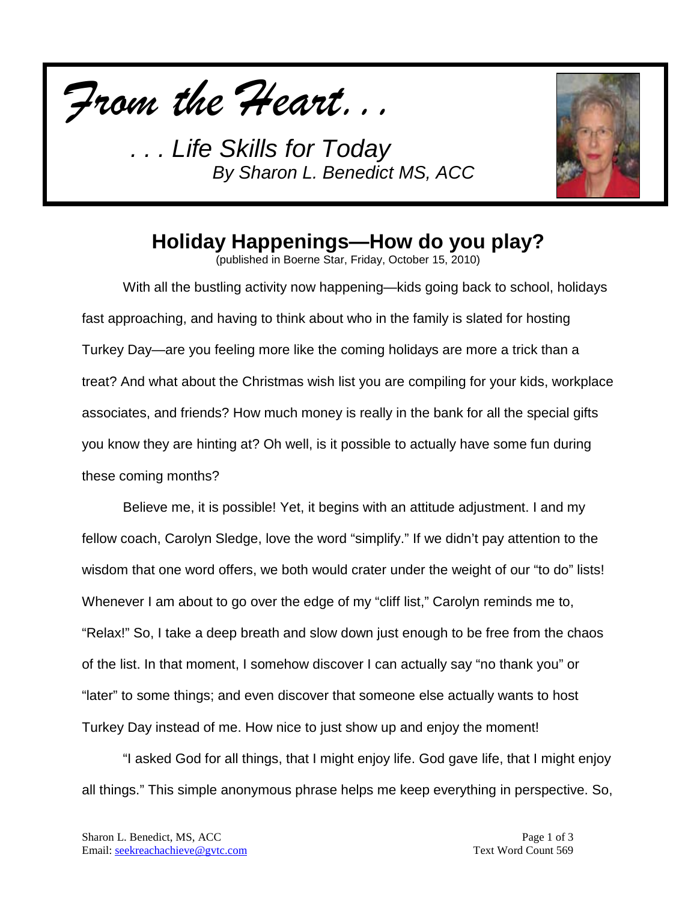*From the Heart. . .*

*. . . Life Skills for Today*
*By Sharon L. Benedict MS, ACC*

## Holiday Happenings—How do you play?

(published in Boerne Star, Friday, October 15, 2010)

With all the bustling activity now happening—kids going back to school, holidays fast approaching, and having to think about who in the family is slated for hosting Turkey Day—are you feeling more like the coming holidays are more a trick than a treat? And what about the Christmas wish list you are compiling for your kids, workplace associates, and friends? How much money is really in the bank for all the special gifts you know they are hinting at? Oh well, is it possible to actually have some fun during these coming months?

Believe me, it is possible! Yet, it begins with an attitude adjustment. I and my fellow coach, Carolyn Sledge, love the word "simplify." If we didn't pay attention to the wisdom that one word offers, we both would crater under the weight of our "to do" lists! Whenever I am about to go over the edge of my "cliff list," Carolyn reminds me to, "Relax!" So, I take a deep breath and slow down just enough to be free from the chaos of the list. In that moment, I somehow discover I can actually say "no thank you" or "later" to some things; and even discover that someone else actually wants to host Turkey Day instead of me. How nice to just show up and enjoy the moment!

"I asked God for all things, that I might enjoy life. God gave life, that I might enjoy all things." This simple anonymous phrase helps me keep everything in perspective. So,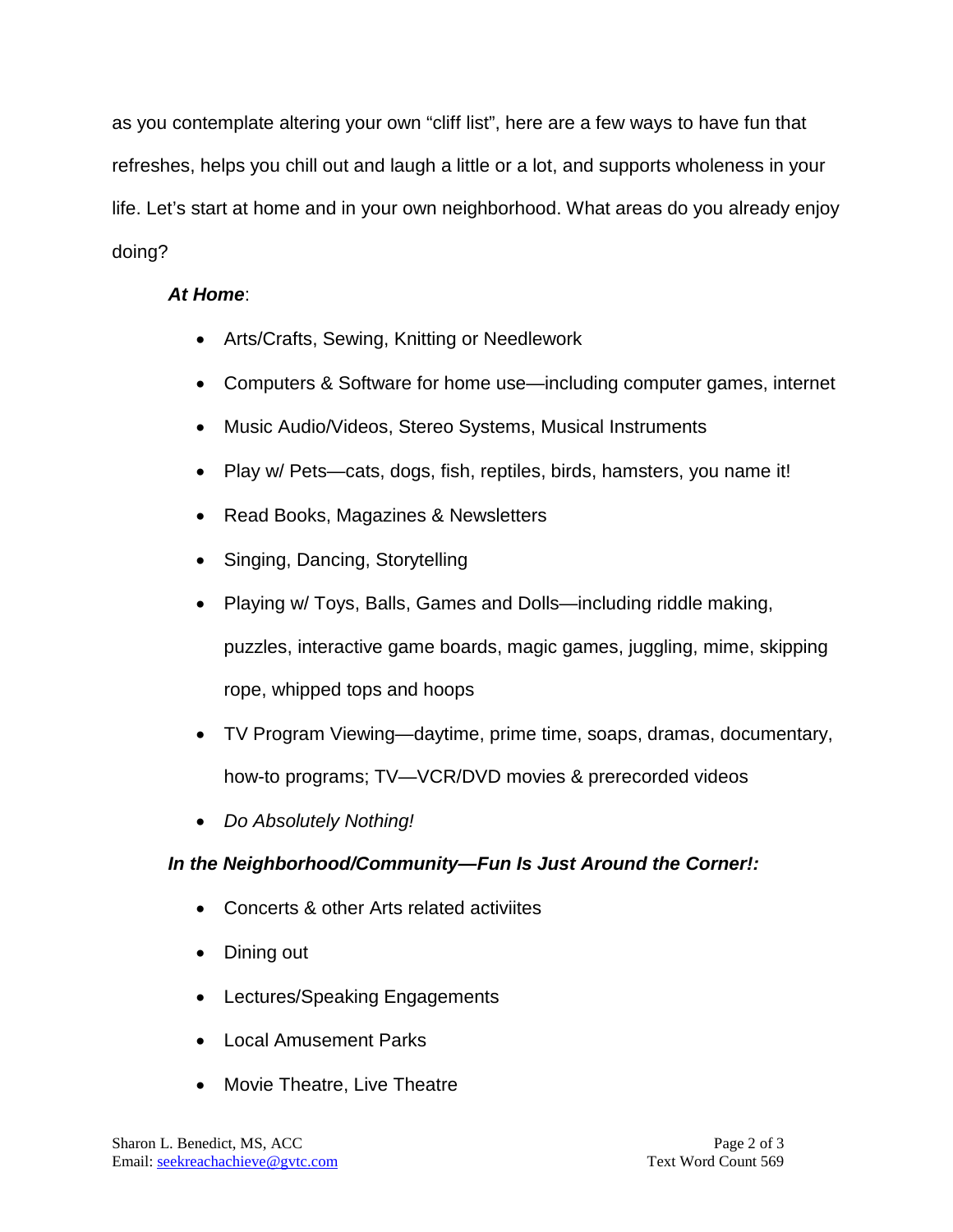as you contemplate altering your own "cliff list", here are a few ways to have fun that refreshes, helps you chill out and laugh a little or a lot, and supports wholeness in your life. Let's start at home and in your own neighborhood. What areas do you already enjoy doing?

***At Home***:

- Arts/Crafts, Sewing, Knitting or Needlework
- Computers & Software for home use—including computer games, internet
- Music Audio/Videos, Stereo Systems, Musical Instruments
- Play w/ Pets—cats, dogs, fish, reptiles, birds, hamsters, you name it!
- Read Books, Magazines & Newsletters
- Singing, Dancing, Storytelling
- Playing w/ Toys, Balls, Games and Dolls—including riddle making, puzzles, interactive game boards, magic games, juggling, mime, skipping rope, whipped tops and hoops
- TV Program Viewing—daytime, prime time, soaps, dramas, documentary, how-to programs; TV—VCR/DVD movies & prerecorded videos
- *Do Absolutely Nothing!*

***In the Neighborhood/Community—Fun Is Just Around the Corner!:***

- Concerts & other Arts related activiites
- Dining out
- Lectures/Speaking Engagements
- Local Amusement Parks
- Movie Theatre, Live Theatre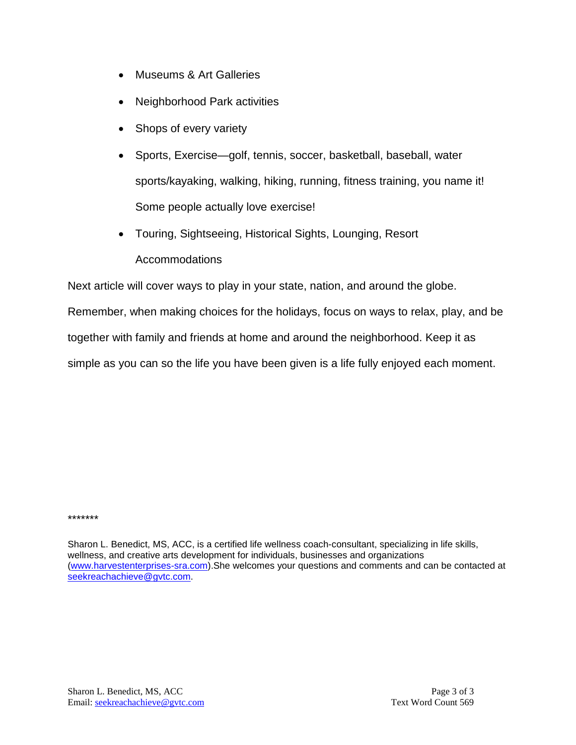- Museums & Art Galleries
- Neighborhood Park activities
- Shops of every variety
- Sports, Exercise—golf, tennis, soccer, basketball, baseball, water sports/kayaking, walking, hiking, running, fitness training, you name it! Some people actually love exercise!
- Touring, Sightseeing, Historical Sights, Lounging, Resort Accommodations

Next article will cover ways to play in your state, nation, and around the globe. Remember, when making choices for the holidays, focus on ways to relax, play, and be together with family and friends at home and around the neighborhood. Keep it as simple as you can so the life you have been given is a life fully enjoyed each moment.

*******

Sharon L. Benedict, MS, ACC, is a certified life wellness coach-consultant, specializing in life skills, wellness, and creative arts development for individuals, businesses and organizations (www.harvestenterprises-sra.com).She welcomes your questions and comments and can be contacted at seekreachachieve@gvtc.com.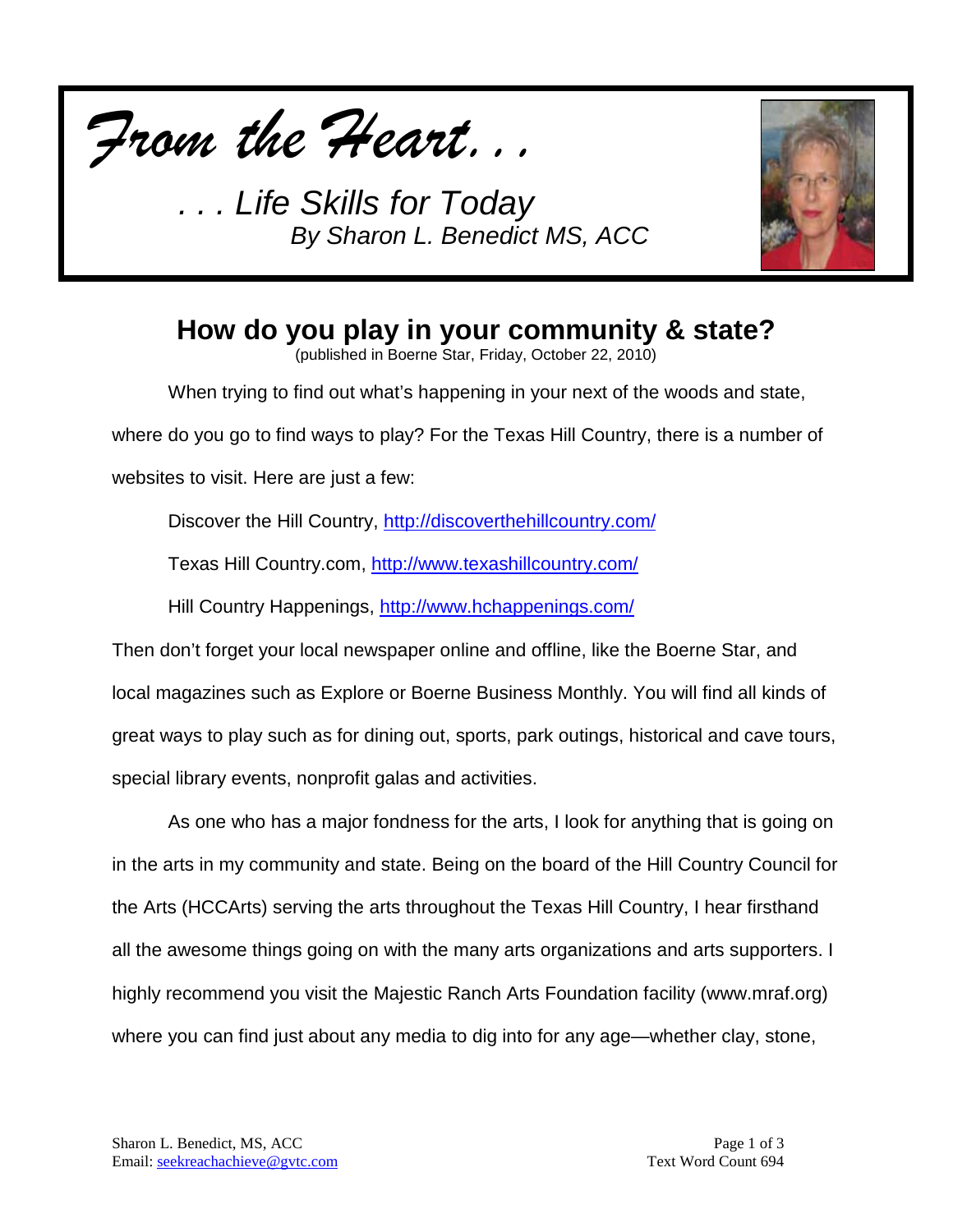*From the Heart. . .*

*. . . Life Skills for Today*
*By Sharon L. Benedict MS, ACC*

## How do you play in your community & state?

(published in Boerne Star, Friday, October 22, 2010)

When trying to find out what's happening in your next of the woods and state, where do you go to find ways to play? For the Texas Hill Country, there is a number of websites to visit. Here are just a few:

Discover the Hill Country, http://discoverthehillcountry.com/

Texas Hill Country.com, http://www.texashillcountry.com/

Hill Country Happenings, http://www.hchappenings.com/

Then don't forget your local newspaper online and offline, like the Boerne Star, and local magazines such as Explore or Boerne Business Monthly. You will find all kinds of great ways to play such as for dining out, sports, park outings, historical and cave tours, special library events, nonprofit galas and activities.

As one who has a major fondness for the arts, I look for anything that is going on in the arts in my community and state. Being on the board of the Hill Country Council for the Arts (HCCArts) serving the arts throughout the Texas Hill Country, I hear firsthand all the awesome things going on with the many arts organizations and arts supporters. I highly recommend you visit the Majestic Ranch Arts Foundation facility (www.mraf.org) where you can find just about any media to dig into for any age—whether clay, stone,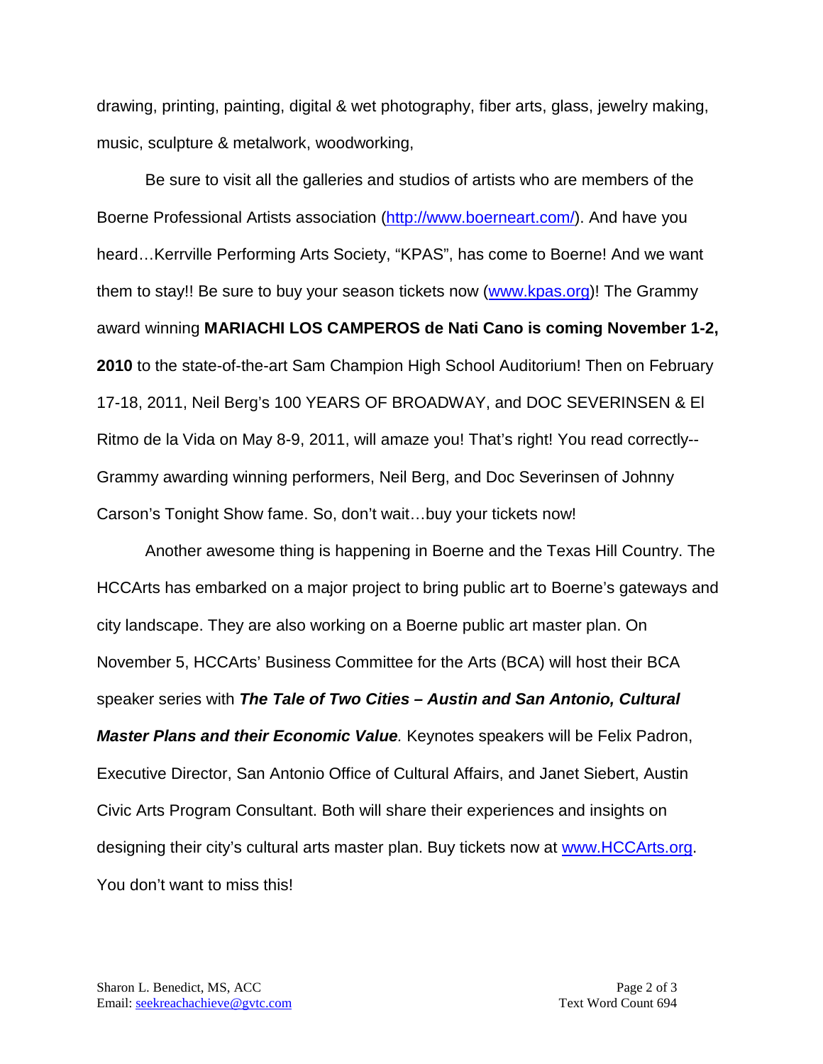drawing, printing, painting, digital & wet photography, fiber arts, glass, jewelry making, music, sculpture & metalwork, woodworking,

Be sure to visit all the galleries and studios of artists who are members of the Boerne Professional Artists association (http://www.boerneart.com/). And have you heard…Kerrville Performing Arts Society, “KPAS”, has come to Boerne! And we want them to stay!! Be sure to buy your season tickets now (www.kpas.org)! The Grammy award winning **MARIACHI LOS CAMPEROS de Nati Cano is coming November 1-2, 2010** to the state-of-the-art Sam Champion High School Auditorium! Then on February 17-18, 2011, Neil Berg’s 100 YEARS OF BROADWAY, and DOC SEVERINSEN & El Ritmo de la Vida on May 8-9, 2011, will amaze you! That’s right! You read correctly--Grammy awarding winning performers, Neil Berg, and Doc Severinsen of Johnny Carson’s Tonight Show fame. So, don’t wait…buy your tickets now!

Another awesome thing is happening in Boerne and the Texas Hill Country. The HCCArts has embarked on a major project to bring public art to Boerne’s gateways and city landscape. They are also working on a Boerne public art master plan. On November 5, HCCArts’ Business Committee for the Arts (BCA) will host their BCA speaker series with ***The Tale of Two Cities – Austin and San Antonio, Cultural Master Plans and their Economic Value**.* Keynotes speakers will be Felix Padron, Executive Director, San Antonio Office of Cultural Affairs, and Janet Siebert, Austin Civic Arts Program Consultant. Both will share their experiences and insights on designing their city’s cultural arts master plan. Buy tickets now at www.HCCArts.org. You don’t want to miss this!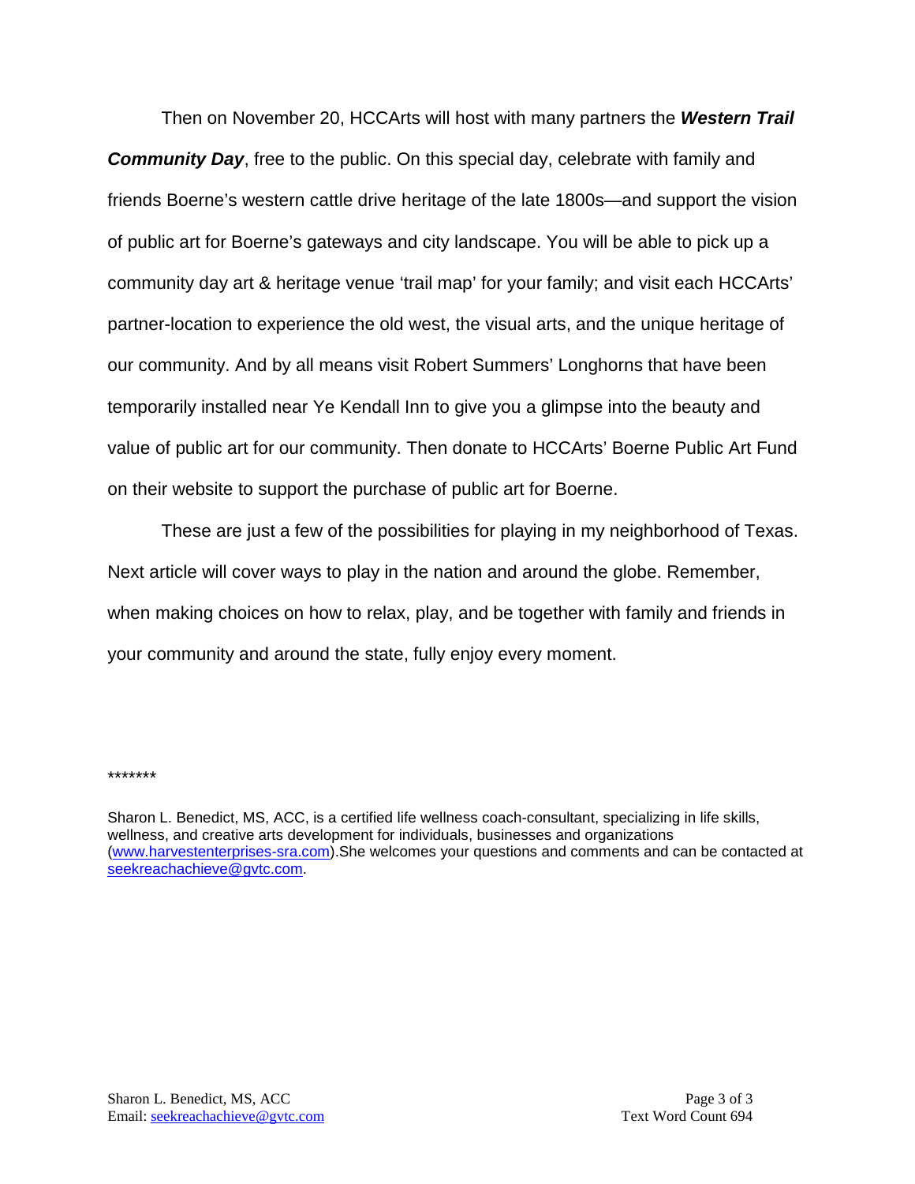Then on November 20, HCCArts will host with many partners the ***Western Trail Community Day***, free to the public. On this special day, celebrate with family and friends Boerne's western cattle drive heritage of the late 1800s—and support the vision of public art for Boerne's gateways and city landscape. You will be able to pick up a community day art & heritage venue 'trail map' for your family; and visit each HCCArts' partner-location to experience the old west, the visual arts, and the unique heritage of our community. And by all means visit Robert Summers' Longhorns that have been temporarily installed near Ye Kendall Inn to give you a glimpse into the beauty and value of public art for our community. Then donate to HCCArts' Boerne Public Art Fund on their website to support the purchase of public art for Boerne.

These are just a few of the possibilities for playing in my neighborhood of Texas. Next article will cover ways to play in the nation and around the globe. Remember, when making choices on how to relax, play, and be together with family and friends in your community and around the state, fully enjoy every moment.

*******

Sharon L. Benedict, MS, ACC, is a certified life wellness coach-consultant, specializing in life skills, wellness, and creative arts development for individuals, businesses and organizations (www.harvestenterprises-sra.com).She welcomes your questions and comments and can be contacted at seekreachachieve@gvtc.com.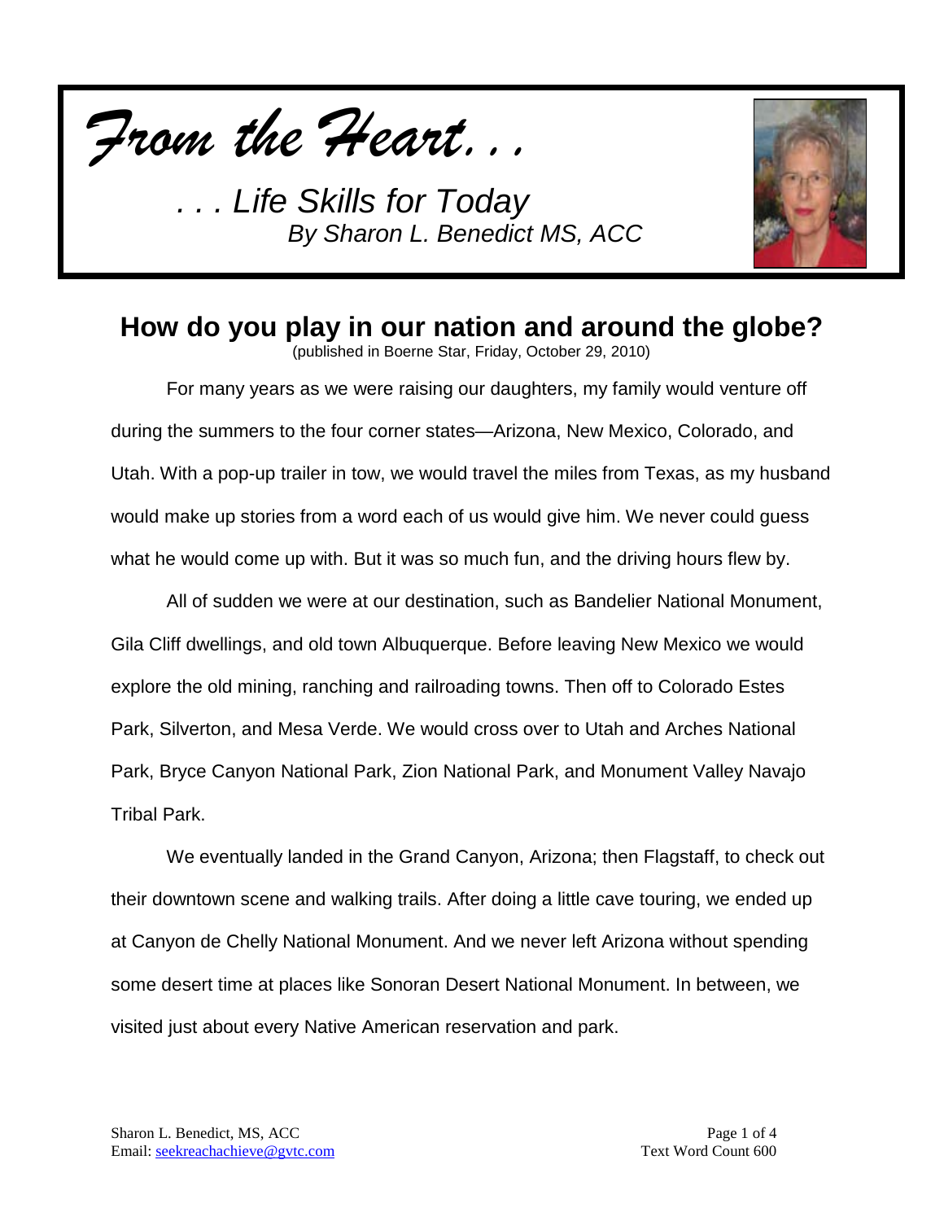*From the Heart. . .*

*. . . Life Skills for Today*
*By Sharon L. Benedict MS, ACC*

# How do you play in our nation and around the globe?

(published in Boerne Star, Friday, October 29, 2010)

For many years as we were raising our daughters, my family would venture off during the summers to the four corner states—Arizona, New Mexico, Colorado, and Utah. With a pop-up trailer in tow, we would travel the miles from Texas, as my husband would make up stories from a word each of us would give him. We never could guess what he would come up with. But it was so much fun, and the driving hours flew by.

All of sudden we were at our destination, such as Bandelier National Monument, Gila Cliff dwellings, and old town Albuquerque. Before leaving New Mexico we would explore the old mining, ranching and railroading towns. Then off to Colorado Estes Park, Silverton, and Mesa Verde. We would cross over to Utah and Arches National Park, Bryce Canyon National Park, Zion National Park, and Monument Valley Navajo Tribal Park.

We eventually landed in the Grand Canyon, Arizona; then Flagstaff, to check out their downtown scene and walking trails. After doing a little cave touring, we ended up at Canyon de Chelly National Monument. And we never left Arizona without spending some desert time at places like Sonoran Desert National Monument. In between, we visited just about every Native American reservation and park.

Sharon L. Benedict, MS, ACC
Email: seekreachachieve@gvtc.com

Text Word Count 600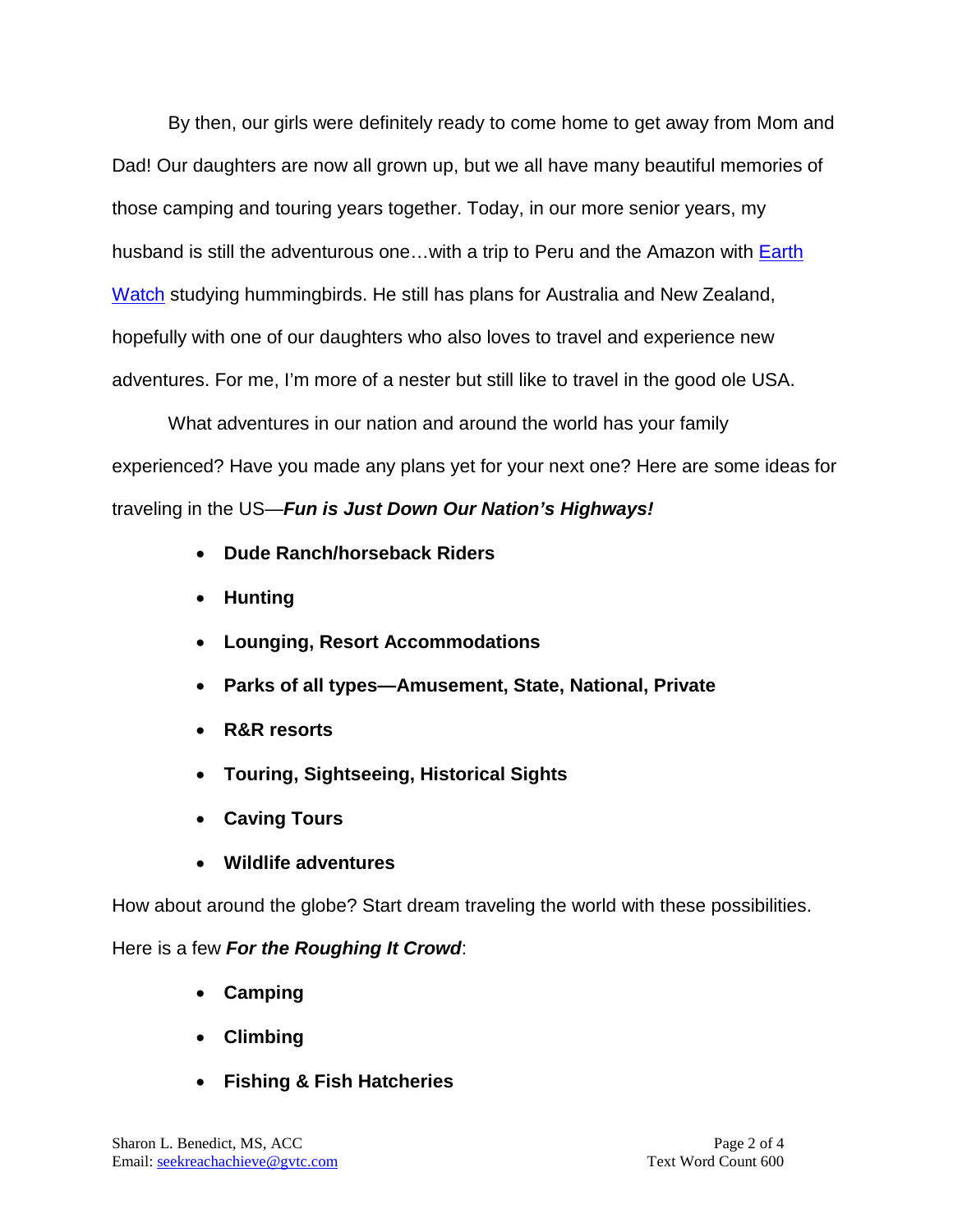By then, our girls were definitely ready to come home to get away from Mom and Dad! Our daughters are now all grown up, but we all have many beautiful memories of those camping and touring years together. Today, in our more senior years, my husband is still the adventurous one…with a trip to Peru and the Amazon with Earth Watch studying hummingbirds. He still has plans for Australia and New Zealand, hopefully with one of our daughters who also loves to travel and experience new adventures. For me, I'm more of a nester but still like to travel in the good ole USA.

What adventures in our nation and around the world has your family experienced? Have you made any plans yet for your next one? Here are some ideas for traveling in the US—***Fun is Just Down Our Nation's Highways!***

- **Dude Ranch/horseback Riders**
- **Hunting**
- **Lounging, Resort Accommodations**
- **Parks of all types—Amusement, State, National, Private**
- **R&R resorts**
- **Touring, Sightseeing, Historical Sights**
- **Caving Tours**
- **Wildlife adventures**

How about around the globe? Start dream traveling the world with these possibilities. Here is a few ***For the Roughing It Crowd***:

- **Camping**
- **Climbing**
- **Fishing & Fish Hatcheries**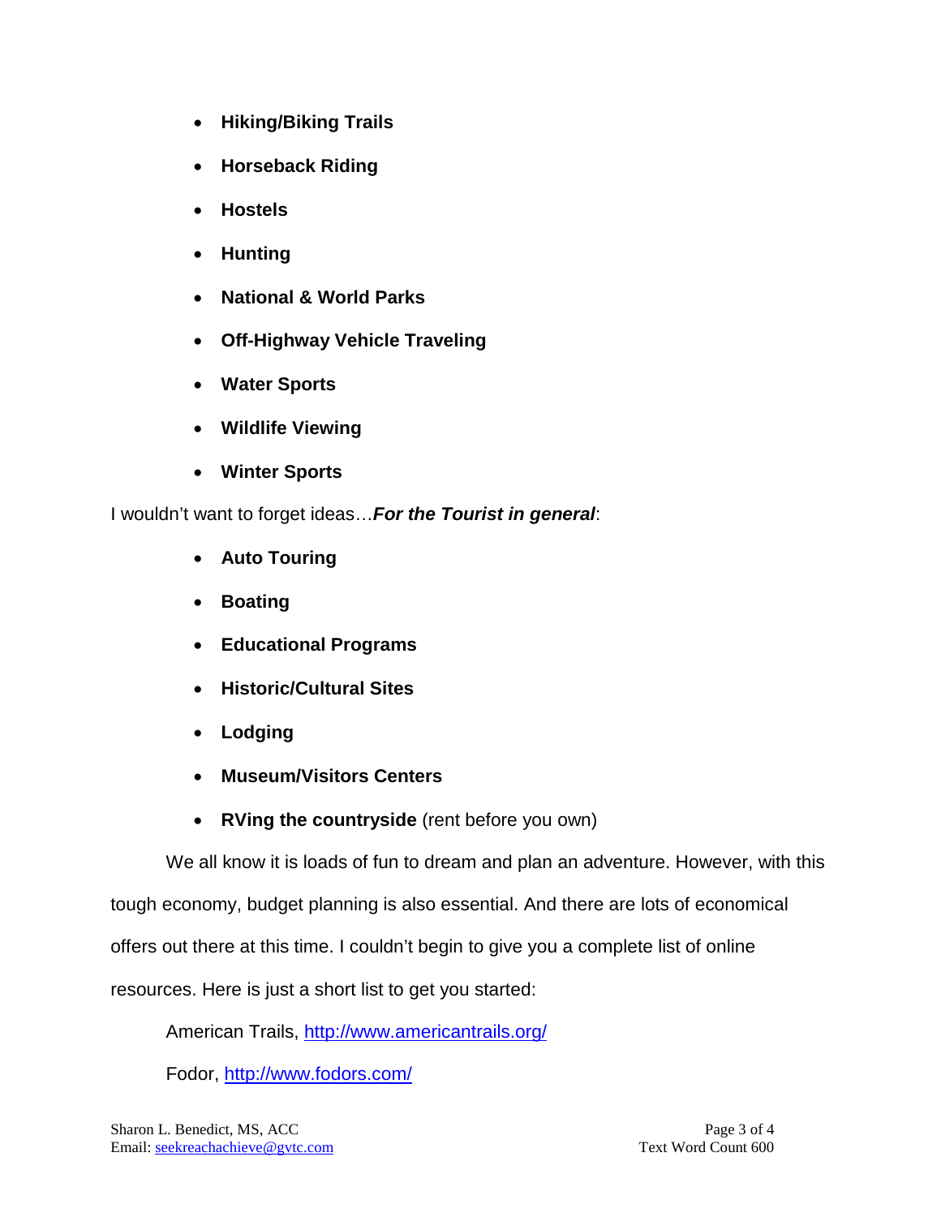- **Hiking/Biking Trails**
- **Horseback Riding**
- **Hostels**
- **Hunting**
- **National & World Parks**
- **Off-Highway Vehicle Traveling**
- **Water Sports**
- **Wildlife Viewing**
- **Winter Sports**

I wouldn't want to forget ideas…***For the Tourist in general***:

- **Auto Touring**
- **Boating**
- **Educational Programs**
- **Historic/Cultural Sites**
- **Lodging**
- **Museum/Visitors Centers**
- **RVing the countryside** (rent before you own)

We all know it is loads of fun to dream and plan an adventure. However, with this tough economy, budget planning is also essential. And there are lots of economical offers out there at this time. I couldn't begin to give you a complete list of online resources. Here is just a short list to get you started:

American Trails, [http://www.americantrails.org/](http://www.americantrails.org/)

Fodor, [http://www.fodors.com/](http://www.fodors.com/)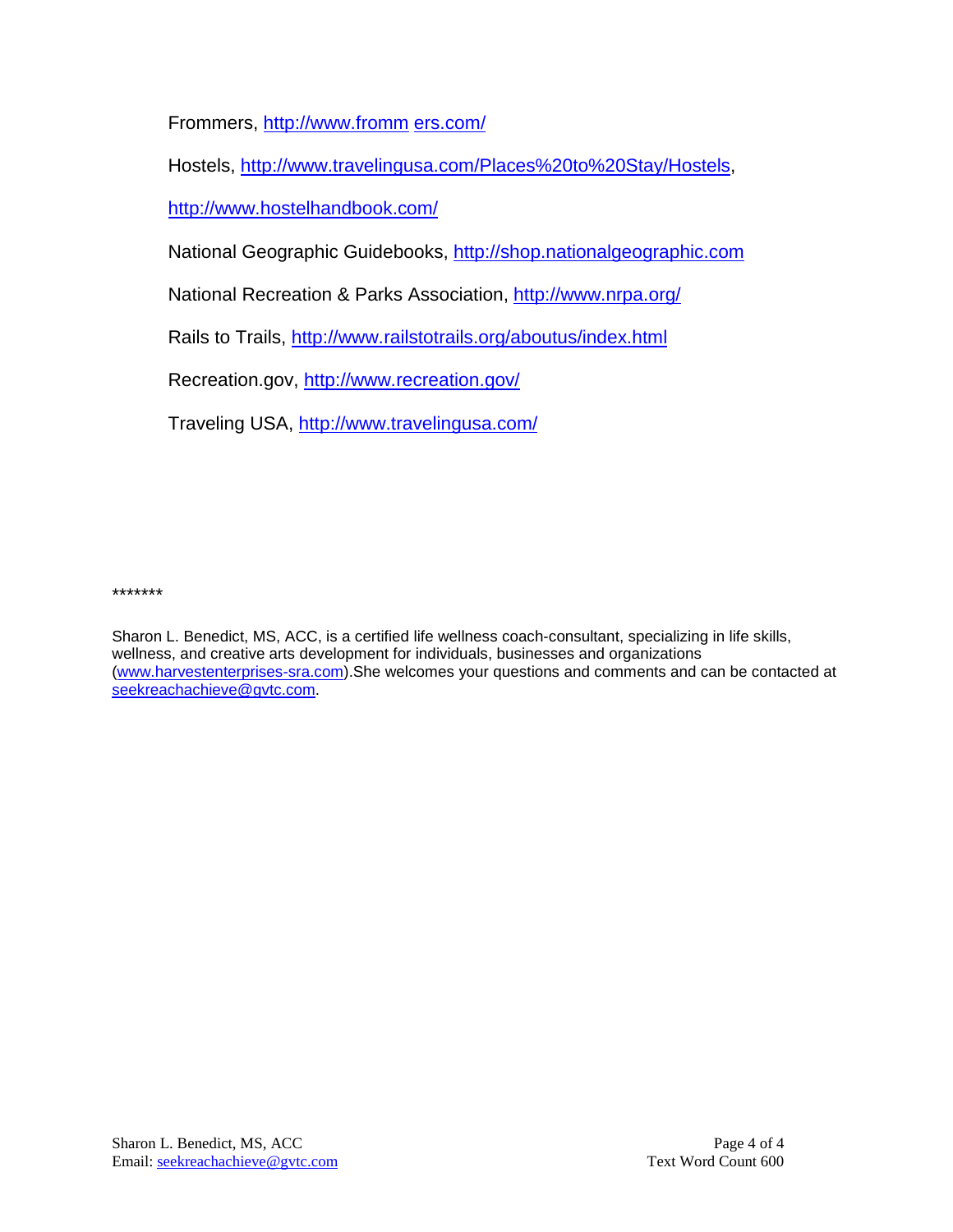Frommers, http://www.fromm ers.com/

Hostels, http://www.travelingusa.com/Places%20to%20Stay/Hostels,

http://www.hostelhandbook.com/

National Geographic Guidebooks, http://shop.nationalgeographic.com

National Recreation & Parks Association, http://www.nrpa.org/

Rails to Trails, http://www.railstotrails.org/aboutus/index.html

Recreation.gov, http://www.recreation.gov/

Traveling USA, http://www.travelingusa.com/

*******

Sharon L. Benedict, MS, ACC, is a certified life wellness coach-consultant, specializing in life skills, wellness, and creative arts development for individuals, businesses and organizations (www.harvestenterprises-sra.com).She welcomes your questions and comments and can be contacted at seekreachachieve@gvtc.com.